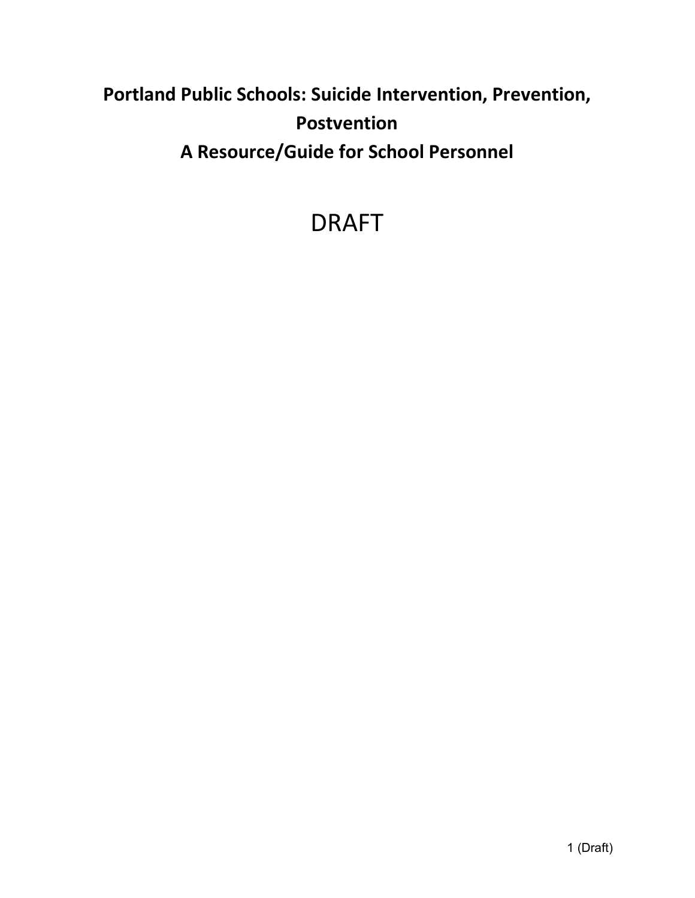# Portland Public Schools: Suicide Intervention, Prevention, Postvention

## A Resource/Guide for School Personnel

DRAFT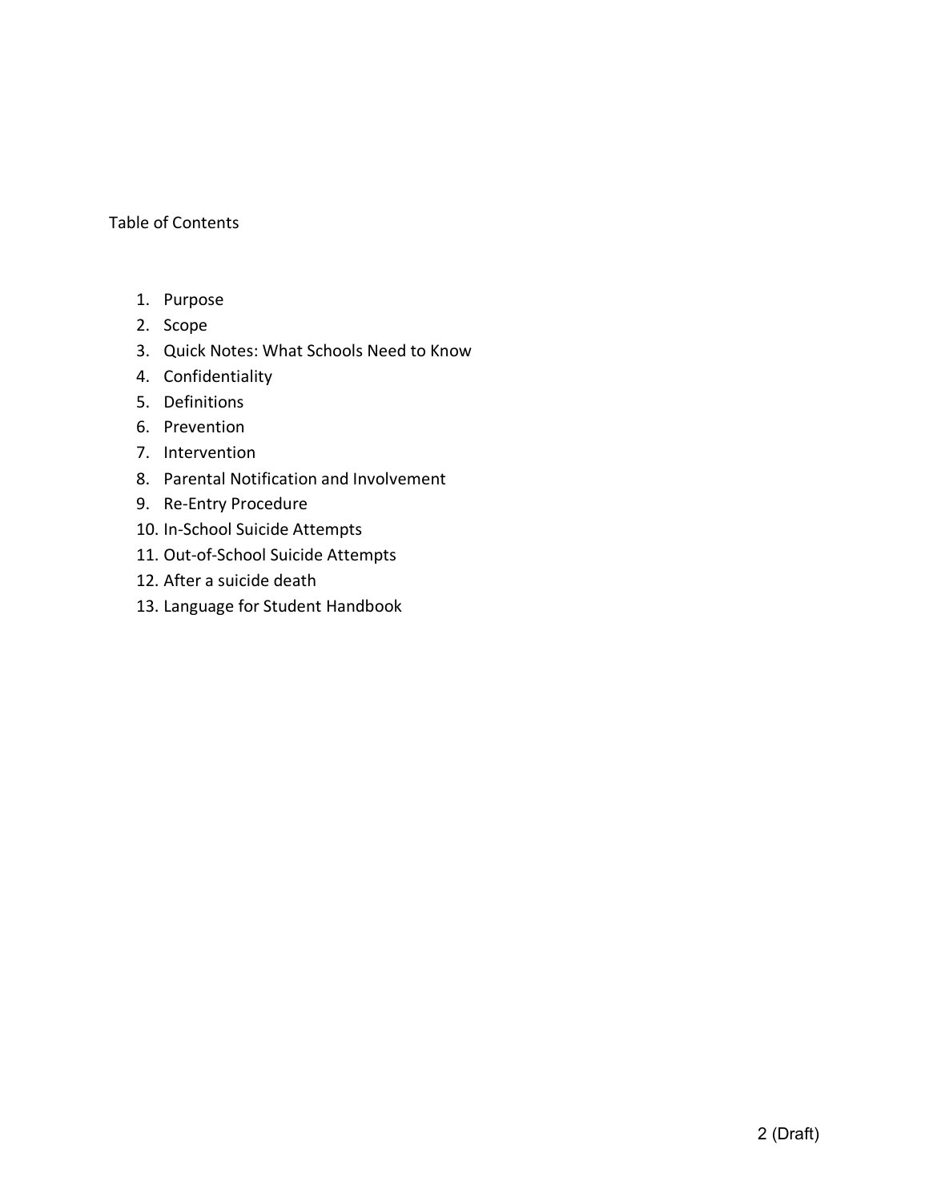Table of Contents

1. Purpose
2. Scope
3. Quick Notes: What Schools Need to Know
4. Confidentiality
5. Definitions
6. Prevention
7. Intervention
8. Parental Notification and Involvement
9. Re-Entry Procedure
10. In-School Suicide Attempts
11. Out-of-School Suicide Attempts
12. After a suicide death
13. Language for Student Handbook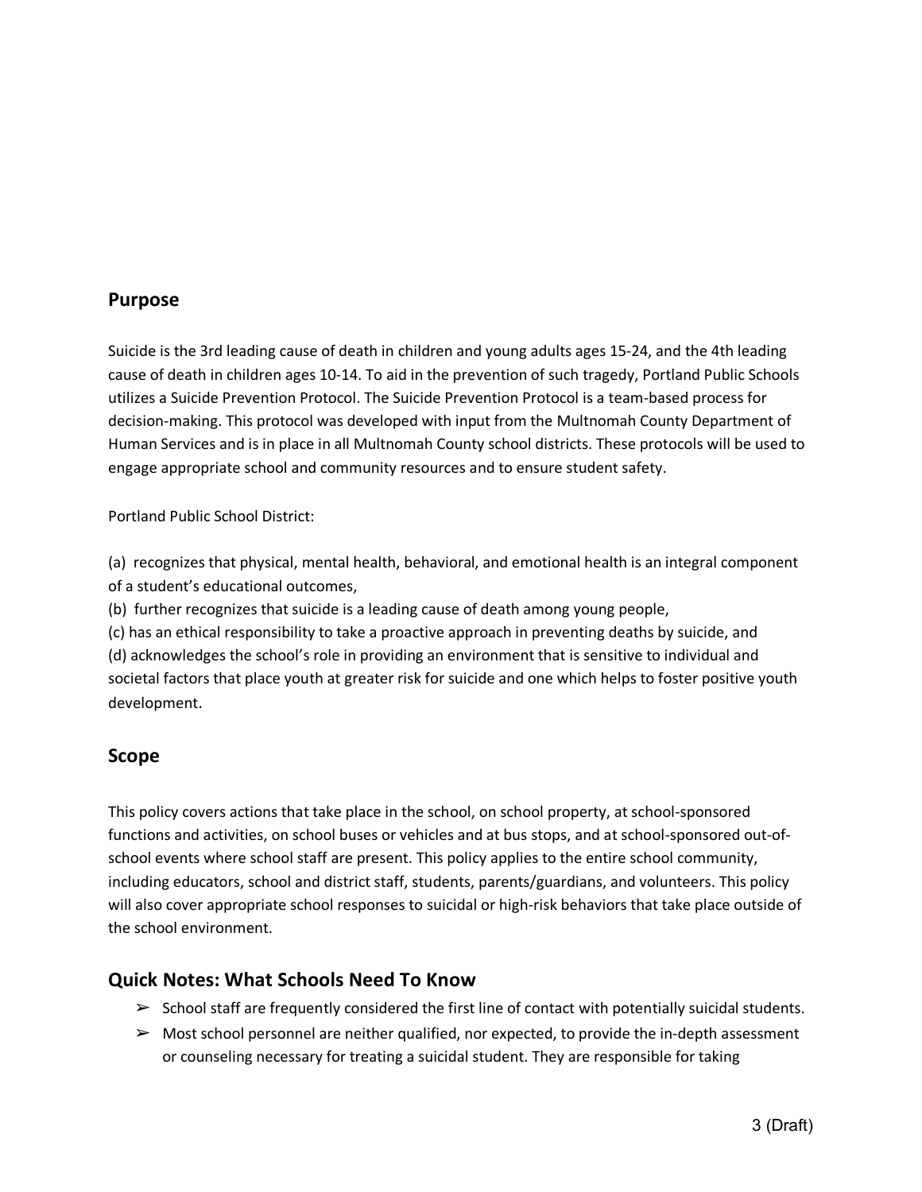## Purpose

Suicide is the 3rd leading cause of death in children and young adults ages 15-24, and the 4th leading cause of death in children ages 10-14. To aid in the prevention of such tragedy, Portland Public Schools utilizes a Suicide Prevention Protocol. The Suicide Prevention Protocol is a team-based process for decision-making. This protocol was developed with input from the Multnomah County Department of Human Services and is in place in all Multnomah County school districts. These protocols will be used to engage appropriate school and community resources and to ensure student safety.

Portland Public School District:

(a) recognizes that physical, mental health, behavioral, and emotional health is an integral component of a student's educational outcomes,
(b) further recognizes that suicide is a leading cause of death among young people,
(c) has an ethical responsibility to take a proactive approach in preventing deaths by suicide, and
(d) acknowledges the school's role in providing an environment that is sensitive to individual and societal factors that place youth at greater risk for suicide and one which helps to foster positive youth development.

## Scope

This policy covers actions that take place in the school, on school property, at school-sponsored functions and activities, on school buses or vehicles and at bus stops, and at school-sponsored out-of-school events where school staff are present. This policy applies to the entire school community, including educators, school and district staff, students, parents/guardians, and volunteers. This policy will also cover appropriate school responses to suicidal or high-risk behaviors that take place outside of the school environment.

## Quick Notes: What Schools Need To Know

- ➢ School staff are frequently considered the first line of contact with potentially suicidal students.
- ➢ Most school personnel are neither qualified, nor expected, to provide the in-depth assessment or counseling necessary for treating a suicidal student. They are responsible for taking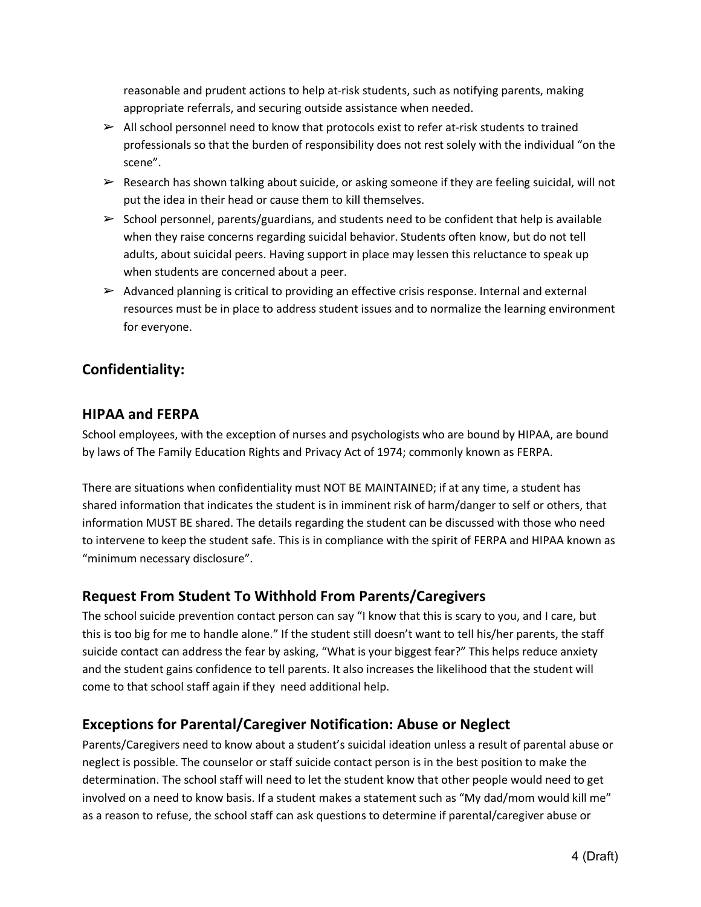reasonable and prudent actions to help at-risk students, such as notifying parents, making appropriate referrals, and securing outside assistance when needed.

- ➢ All school personnel need to know that protocols exist to refer at-risk students to trained professionals so that the burden of responsibility does not rest solely with the individual "on the scene".
- ➢ Research has shown talking about suicide, or asking someone if they are feeling suicidal, will not put the idea in their head or cause them to kill themselves.
- ➢ School personnel, parents/guardians, and students need to be confident that help is available when they raise concerns regarding suicidal behavior. Students often know, but do not tell adults, about suicidal peers. Having support in place may lessen this reluctance to speak up when students are concerned about a peer.
- ➢ Advanced planning is critical to providing an effective crisis response. Internal and external resources must be in place to address student issues and to normalize the learning environment for everyone.

## Confidentiality:

### HIPAA and FERPA

School employees, with the exception of nurses and psychologists who are bound by HIPAA, are bound by laws of The Family Education Rights and Privacy Act of 1974; commonly known as FERPA.

There are situations when confidentiality must NOT BE MAINTAINED; if at any time, a student has shared information that indicates the student is in imminent risk of harm/danger to self or others, that information MUST BE shared. The details regarding the student can be discussed with those who need to intervene to keep the student safe. This is in compliance with the spirit of FERPA and HIPAA known as "minimum necessary disclosure".

### Request From Student To Withhold From Parents/Caregivers

The school suicide prevention contact person can say "I know that this is scary to you, and I care, but this is too big for me to handle alone." If the student still doesn't want to tell his/her parents, the staff suicide contact can address the fear by asking, "What is your biggest fear?" This helps reduce anxiety and the student gains confidence to tell parents. It also increases the likelihood that the student will come to that school staff again if they need additional help.

### Exceptions for Parental/Caregiver Notification: Abuse or Neglect

Parents/Caregivers need to know about a student's suicidal ideation unless a result of parental abuse or neglect is possible. The counselor or staff suicide contact person is in the best position to make the determination. The school staff will need to let the student know that other people would need to get involved on a need to know basis. If a student makes a statement such as "My dad/mom would kill me" as a reason to refuse, the school staff can ask questions to determine if parental/caregiver abuse or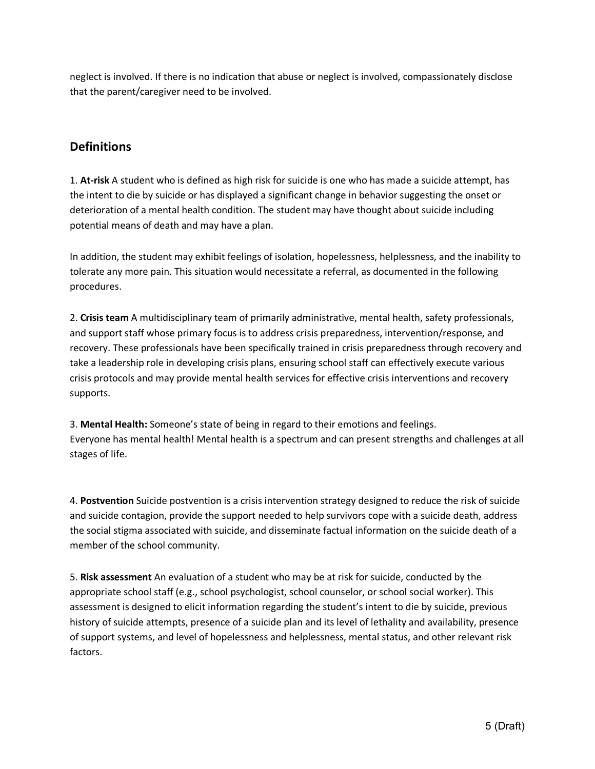neglect is involved. If there is no indication that abuse or neglect is involved, compassionately disclose that the parent/caregiver need to be involved.

## Definitions

1. **At-risk** A student who is defined as high risk for suicide is one who has made a suicide attempt, has the intent to die by suicide or has displayed a significant change in behavior suggesting the onset or deterioration of a mental health condition. The student may have thought about suicide including potential means of death and may have a plan.

In addition, the student may exhibit feelings of isolation, hopelessness, helplessness, and the inability to tolerate any more pain. This situation would necessitate a referral, as documented in the following procedures.

2. **Crisis team** A multidisciplinary team of primarily administrative, mental health, safety professionals, and support staff whose primary focus is to address crisis preparedness, intervention/response, and recovery. These professionals have been specifically trained in crisis preparedness through recovery and take a leadership role in developing crisis plans, ensuring school staff can effectively execute various crisis protocols and may provide mental health services for effective crisis interventions and recovery supports.

3. **Mental Health:** Someone's state of being in regard to their emotions and feelings.
Everyone has mental health! Mental health is a spectrum and can present strengths and challenges at all stages of life.

4. **Postvention** Suicide postvention is a crisis intervention strategy designed to reduce the risk of suicide and suicide contagion, provide the support needed to help survivors cope with a suicide death, address the social stigma associated with suicide, and disseminate factual information on the suicide death of a member of the school community.

5. **Risk assessment** An evaluation of a student who may be at risk for suicide, conducted by the appropriate school staff (e.g., school psychologist, school counselor, or school social worker). This assessment is designed to elicit information regarding the student's intent to die by suicide, previous history of suicide attempts, presence of a suicide plan and its level of lethality and availability, presence of support systems, and level of hopelessness and helplessness, mental status, and other relevant risk factors.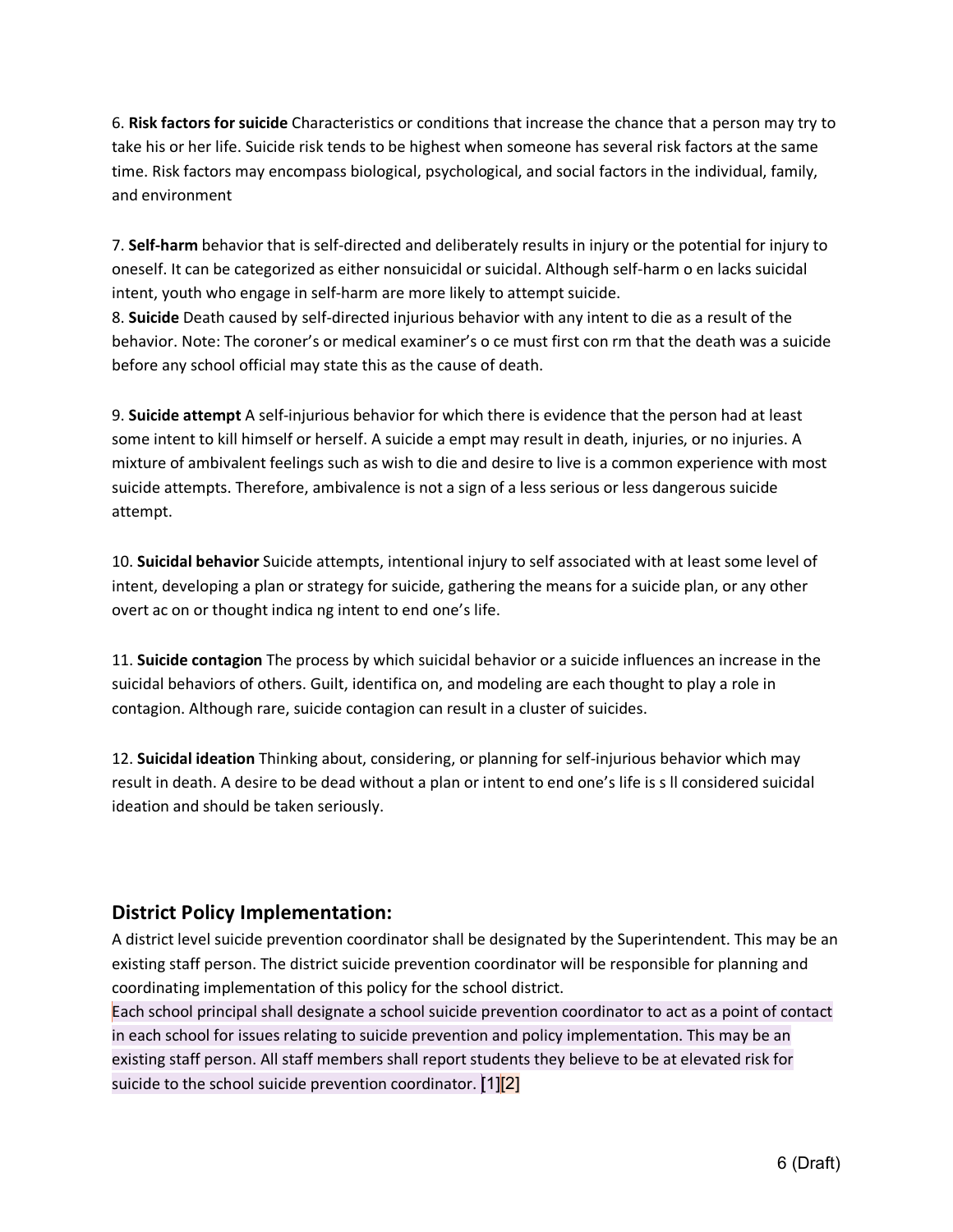6. **Risk factors for suicide** Characteristics or conditions that increase the chance that a person may try to take his or her life. Suicide risk tends to be highest when someone has several risk factors at the same time. Risk factors may encompass biological, psychological, and social factors in the individual, family, and environment

7. **Self-harm** behavior that is self-directed and deliberately results in injury or the potential for injury to oneself. It can be categorized as either nonsuicidal or suicidal. Although self-harm o en lacks suicidal intent, youth who engage in self-harm are more likely to attempt suicide.

8. **Suicide** Death caused by self-directed injurious behavior with any intent to die as a result of the behavior. Note: The coroner's or medical examiner's o ce must first con rm that the death was a suicide before any school official may state this as the cause of death.

9. **Suicide attempt** A self-injurious behavior for which there is evidence that the person had at least some intent to kill himself or herself. A suicide a empt may result in death, injuries, or no injuries. A mixture of ambivalent feelings such as wish to die and desire to live is a common experience with most suicide attempts. Therefore, ambivalence is not a sign of a less serious or less dangerous suicide attempt.

10. **Suicidal behavior** Suicide attempts, intentional injury to self associated with at least some level of intent, developing a plan or strategy for suicide, gathering the means for a suicide plan, or any other overt ac on or thought indica ng intent to end one's life.

11. **Suicide contagion** The process by which suicidal behavior or a suicide influences an increase in the suicidal behaviors of others. Guilt, identifica on, and modeling are each thought to play a role in contagion. Although rare, suicide contagion can result in a cluster of suicides.

12. **Suicidal ideation** Thinking about, considering, or planning for self-injurious behavior which may result in death. A desire to be dead without a plan or intent to end one's life is s ll considered suicidal ideation and should be taken seriously.

## District Policy Implementation:

A district level suicide prevention coordinator shall be designated by the Superintendent. This may be an existing staff person. The district suicide prevention coordinator will be responsible for planning and coordinating implementation of this policy for the school district.

Each school principal shall designate a school suicide prevention coordinator to act as a point of contact in each school for issues relating to suicide prevention and policy implementation. This may be an existing staff person. All staff members shall report students they believe to be at elevated risk for suicide to the school suicide prevention coordinator. [1][2]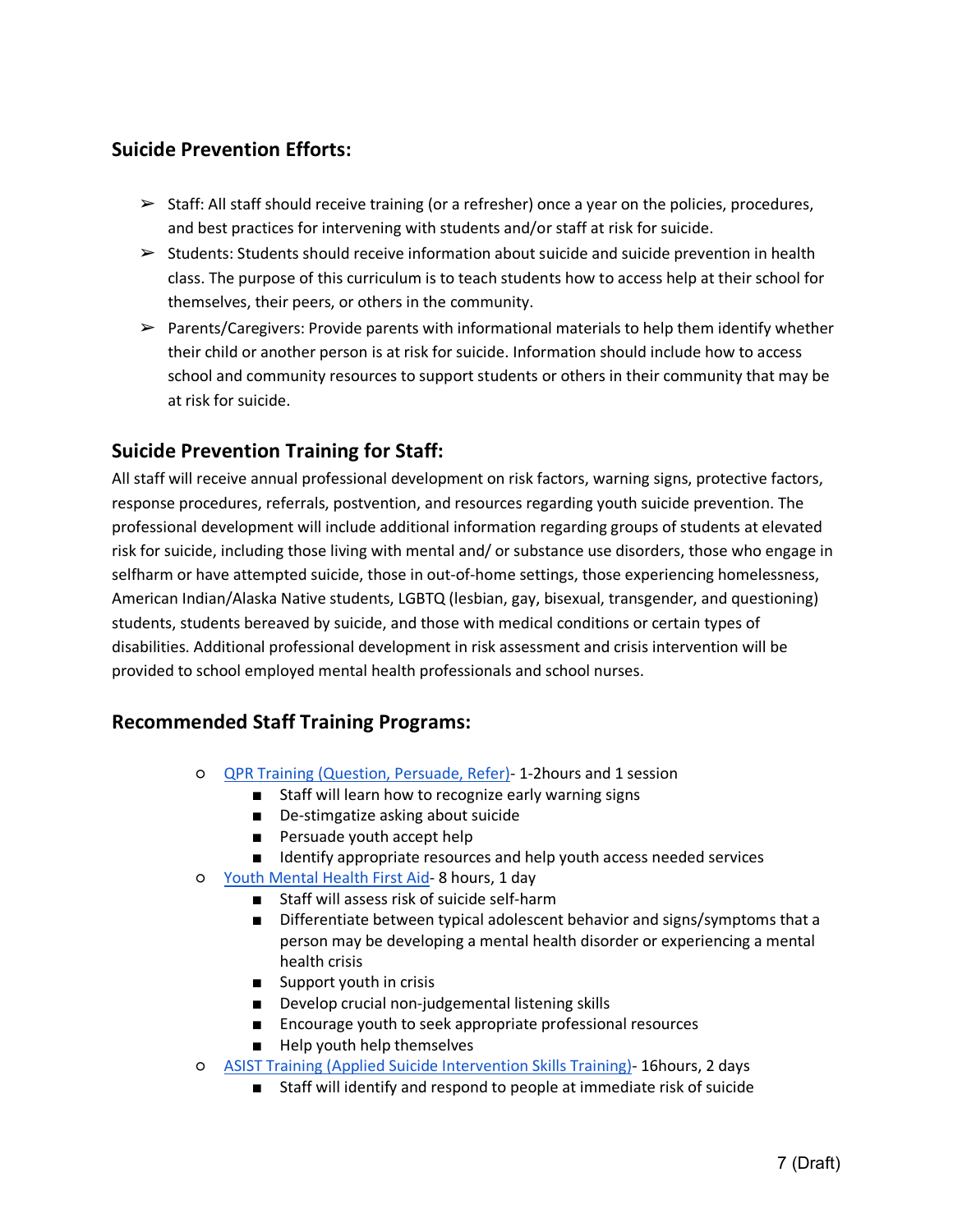## Suicide Prevention Efforts:

- Staff: All staff should receive training (or a refresher) once a year on the policies, procedures, and best practices for intervening with students and/or staff at risk for suicide.
- Students: Students should receive information about suicide and suicide prevention in health class. The purpose of this curriculum is to teach students how to access help at their school for themselves, their peers, or others in the community.
- Parents/Caregivers: Provide parents with informational materials to help them identify whether their child or another person is at risk for suicide. Information should include how to access school and community resources to support students or others in their community that may be at risk for suicide.

## Suicide Prevention Training for Staff:

All staff will receive annual professional development on risk factors, warning signs, protective factors, response procedures, referrals, postvention, and resources regarding youth suicide prevention. The professional development will include additional information regarding groups of students at elevated risk for suicide, including those living with mental and/ or substance use disorders, those who engage in selfharm or have attempted suicide, those in out-of-home settings, those experiencing homelessness, American Indian/Alaska Native students, LGBTQ (lesbian, gay, bisexual, transgender, and questioning) students, students bereaved by suicide, and those with medical conditions or certain types of disabilities. Additional professional development in risk assessment and crisis intervention will be provided to school employed mental health professionals and school nurses.

## Recommended Staff Training Programs:

- QPR Training (Question, Persuade, Refer)- 1-2hours and 1 session
  - Staff will learn how to recognize early warning signs
  - De-stimgatize asking about suicide
  - Persuade youth accept help
  - Identify appropriate resources and help youth access needed services
- Youth Mental Health First Aid- 8 hours, 1 day
  - Staff will assess risk of suicide self-harm
  - Differentiate between typical adolescent behavior and signs/symptoms that a person may be developing a mental health disorder or experiencing a mental health crisis
  - Support youth in crisis
  - Develop crucial non-judgemental listening skills
  - Encourage youth to seek appropriate professional resources
  - Help youth help themselves
- ASIST Training (Applied Suicide Intervention Skills Training)- 16hours, 2 days
  - Staff will identify and respond to people at immediate risk of suicide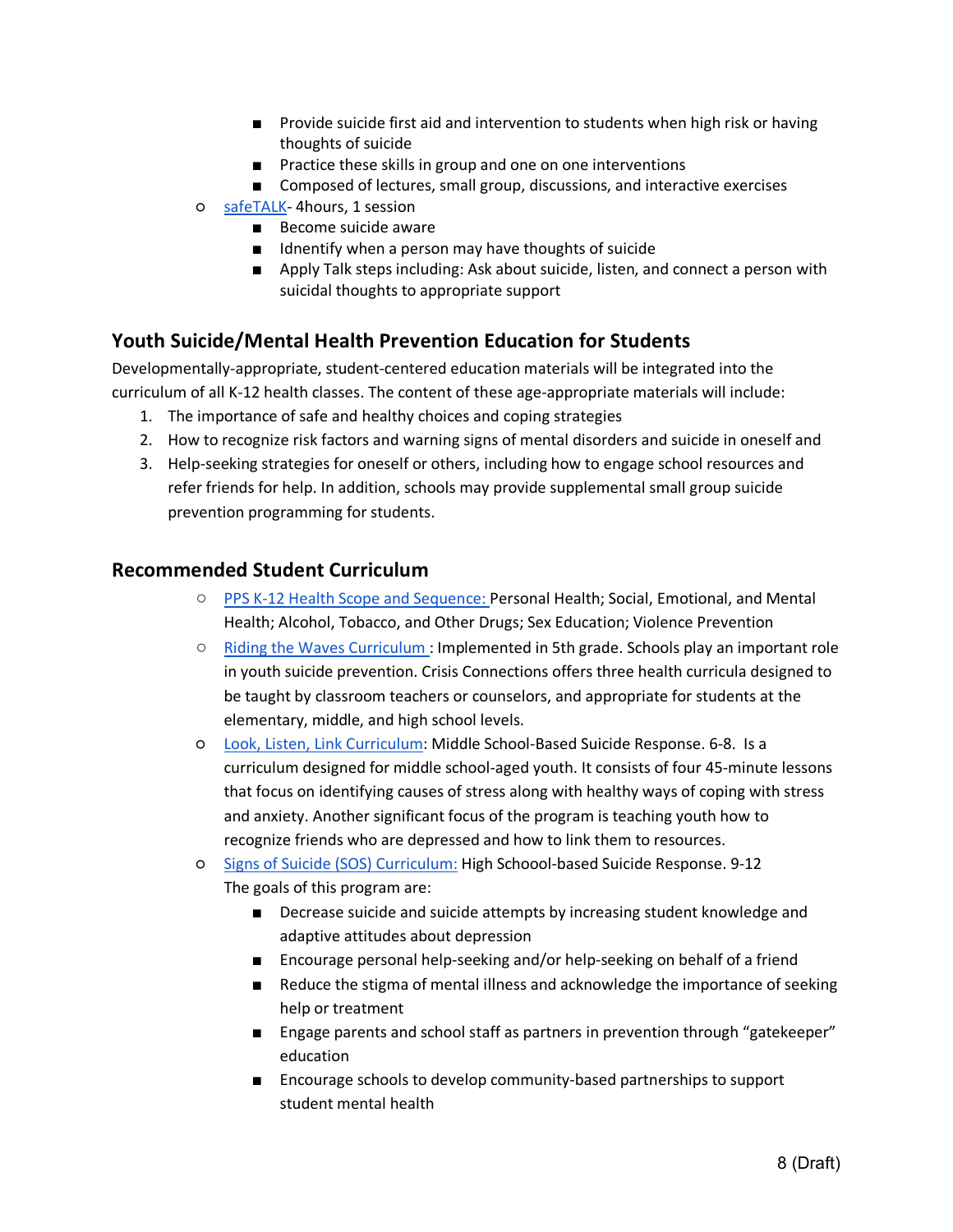- Provide suicide first aid and intervention to students when high risk or having thoughts of suicide
- Practice these skills in group and one on one interventions
- Composed of lectures, small group, discussions, and interactive exercises

- safeTALK- 4hours, 1 session
  - Become suicide aware
  - Idnentify when a person may have thoughts of suicide
  - Apply Talk steps including: Ask about suicide, listen, and connect a person with suicidal thoughts to appropriate support

## Youth Suicide/Mental Health Prevention Education for Students

Developmentally-appropriate, student-centered education materials will be integrated into the curriculum of all K-12 health classes. The content of these age-appropriate materials will include:

1. The importance of safe and healthy choices and coping strategies
2. How to recognize risk factors and warning signs of mental disorders and suicide in oneself and
3. Help-seeking strategies for oneself or others, including how to engage school resources and refer friends for help. In addition, schools may provide supplemental small group suicide prevention programming for students.

## Recommended Student Curriculum

- PPS K-12 Health Scope and Sequence: Personal Health; Social, Emotional, and Mental Health; Alcohol, Tobacco, and Other Drugs; Sex Education; Violence Prevention
- Riding the Waves Curriculum : Implemented in 5th grade. Schools play an important role in youth suicide prevention. Crisis Connections offers three health curricula designed to be taught by classroom teachers or counselors, and appropriate for students at the elementary, middle, and high school levels.
- Look, Listen, Link Curriculum: Middle School-Based Suicide Response. 6-8. Is a curriculum designed for middle school-aged youth. It consists of four 45-minute lessons that focus on identifying causes of stress along with healthy ways of coping with stress and anxiety. Another significant focus of the program is teaching youth how to recognize friends who are depressed and how to link them to resources.
- Signs of Suicide (SOS) Curriculum: High Schoool-based Suicide Response. 9-12
  The goals of this program are:
  - Decrease suicide and suicide attempts by increasing student knowledge and adaptive attitudes about depression
  - Encourage personal help-seeking and/or help-seeking on behalf of a friend
  - Reduce the stigma of mental illness and acknowledge the importance of seeking help or treatment
  - Engage parents and school staff as partners in prevention through "gatekeeper" education
  - Encourage schools to develop community-based partnerships to support student mental health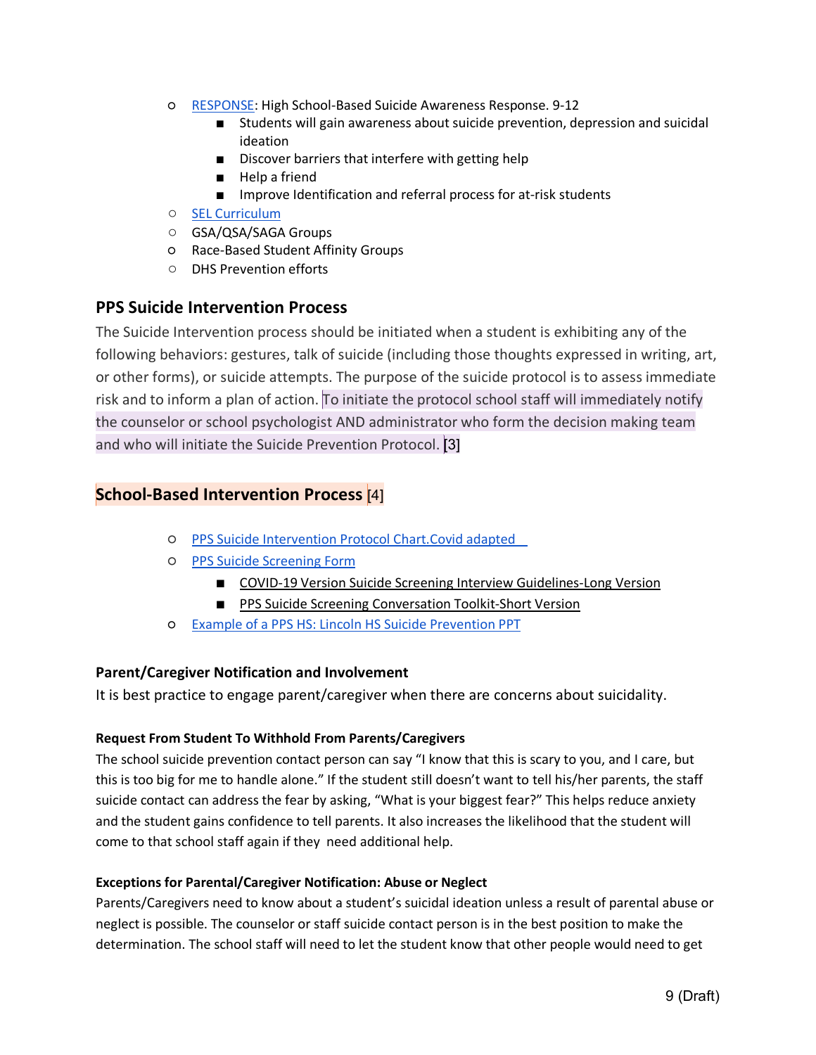- RESPONSE: High School-Based Suicide Awareness Response. 9-12
    - Students will gain awareness about suicide prevention, depression and suicidal ideation
    - Discover barriers that interfere with getting help
    - Help a friend
    - Improve Identification and referral process for at-risk students
- SEL Curriculum
- GSA/QSA/SAGA Groups
- Race-Based Student Affinity Groups
- DHS Prevention efforts

## PPS Suicide Intervention Process

The Suicide Intervention process should be initiated when a student is exhibiting any of the following behaviors: gestures, talk of suicide (including those thoughts expressed in writing, art, or other forms), or suicide attempts. The purpose of the suicide protocol is to assess immediate risk and to inform a plan of action. To initiate the protocol school staff will immediately notify the counselor or school psychologist AND administrator who form the decision making team and who will initiate the Suicide Prevention Protocol. [3]

## School-Based Intervention Process [4]

- PPS Suicide Intervention Protocol Chart.Covid adapted
- PPS Suicide Screening Form
    - COVID-19 Version Suicide Screening Interview Guidelines-Long Version
    - PPS Suicide Screening Conversation Toolkit-Short Version
- Example of a PPS HS: Lincoln HS Suicide Prevention PPT

### Parent/Caregiver Notification and Involvement

It is best practice to engage parent/caregiver when there are concerns about suicidality.

#### Request From Student To Withhold From Parents/Caregivers

The school suicide prevention contact person can say "I know that this is scary to you, and I care, but this is too big for me to handle alone." If the student still doesn't want to tell his/her parents, the staff suicide contact can address the fear by asking, "What is your biggest fear?" This helps reduce anxiety and the student gains confidence to tell parents. It also increases the likelihood that the student will come to that school staff again if they need additional help.

#### Exceptions for Parental/Caregiver Notification: Abuse or Neglect

Parents/Caregivers need to know about a student's suicidal ideation unless a result of parental abuse or neglect is possible. The counselor or staff suicide contact person is in the best position to make the determination. The school staff will need to let the student know that other people would need to get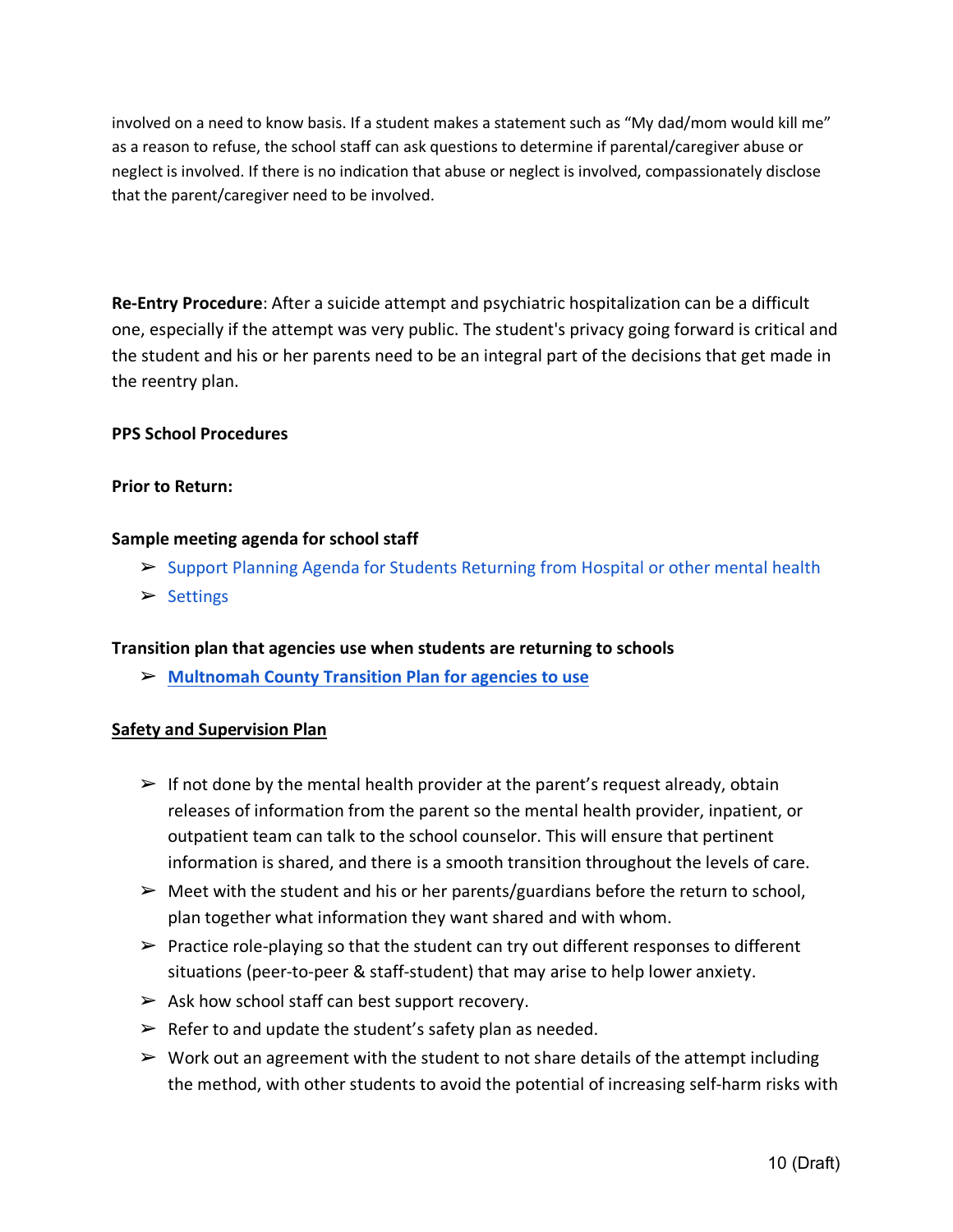involved on a need to know basis. If a student makes a statement such as "My dad/mom would kill me" as a reason to refuse, the school staff can ask questions to determine if parental/caregiver abuse or neglect is involved. If there is no indication that abuse or neglect is involved, compassionately disclose that the parent/caregiver need to be involved.

**Re-Entry Procedure**: After a suicide attempt and psychiatric hospitalization can be a difficult one, especially if the attempt was very public. The student's privacy going forward is critical and the student and his or her parents need to be an integral part of the decisions that get made in the reentry plan.

**PPS School Procedures**

**Prior to Return:**

**Sample meeting agenda for school staff**

- Support Planning Agenda for Students Returning from Hospital or other mental health
- Settings

**Transition plan that agencies use when students are returning to schools**

- **Multnomah County Transition Plan for agencies to use**

**Safety and Supervision Plan**

- If not done by the mental health provider at the parent's request already, obtain releases of information from the parent so the mental health provider, inpatient, or outpatient team can talk to the school counselor. This will ensure that pertinent information is shared, and there is a smooth transition throughout the levels of care.
- Meet with the student and his or her parents/guardians before the return to school, plan together what information they want shared and with whom.
- Practice role-playing so that the student can try out different responses to different situations (peer-to-peer & staff-student) that may arise to help lower anxiety.
- Ask how school staff can best support recovery.
- Refer to and update the student's safety plan as needed.
- Work out an agreement with the student to not share details of the attempt including the method, with other students to avoid the potential of increasing self-harm risks with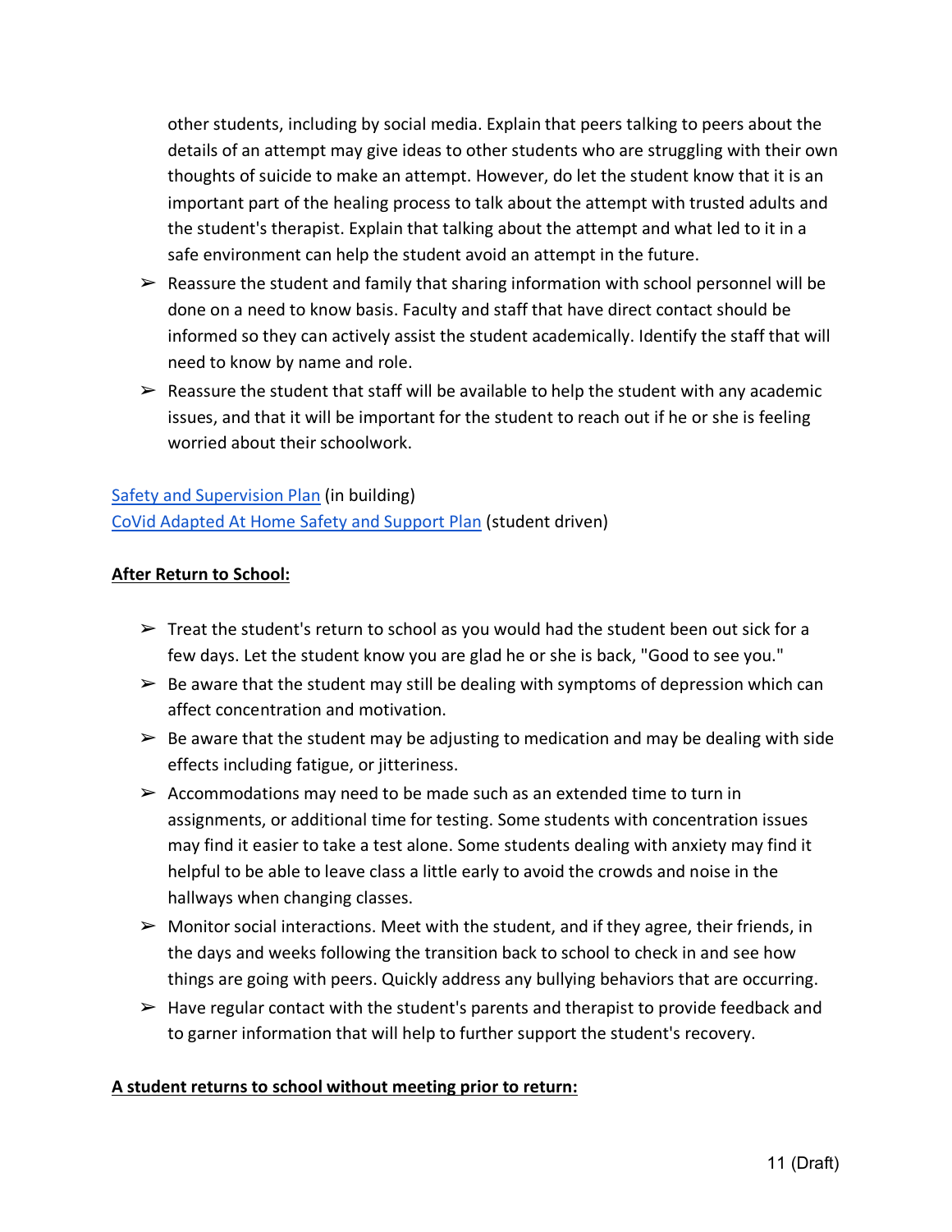other students, including by social media. Explain that peers talking to peers about the details of an attempt may give ideas to other students who are struggling with their own thoughts of suicide to make an attempt. However, do let the student know that it is an important part of the healing process to talk about the attempt with trusted adults and the student's therapist. Explain that talking about the attempt and what led to it in a safe environment can help the student avoid an attempt in the future.

- Reassure the student and family that sharing information with school personnel will be done on a need to know basis. Faculty and staff that have direct contact should be informed so they can actively assist the student academically. Identify the staff that will need to know by name and role.
- Reassure the student that staff will be available to help the student with any academic issues, and that it will be important for the student to reach out if he or she is feeling worried about their schoolwork.

Safety and Supervision Plan (in building)
CoVid Adapted At Home Safety and Support Plan (student driven)

**After Return to School:**

- Treat the student's return to school as you would had the student been out sick for a few days. Let the student know you are glad he or she is back, "Good to see you."
- Be aware that the student may still be dealing with symptoms of depression which can affect concentration and motivation.
- Be aware that the student may be adjusting to medication and may be dealing with side effects including fatigue, or jitteriness.
- Accommodations may need to be made such as an extended time to turn in assignments, or additional time for testing. Some students with concentration issues may find it easier to take a test alone. Some students dealing with anxiety may find it helpful to be able to leave class a little early to avoid the crowds and noise in the hallways when changing classes.
- Monitor social interactions. Meet with the student, and if they agree, their friends, in the days and weeks following the transition back to school to check in and see how things are going with peers. Quickly address any bullying behaviors that are occurring.
- Have regular contact with the student's parents and therapist to provide feedback and to garner information that will help to further support the student's recovery.

**A student returns to school without meeting prior to return:**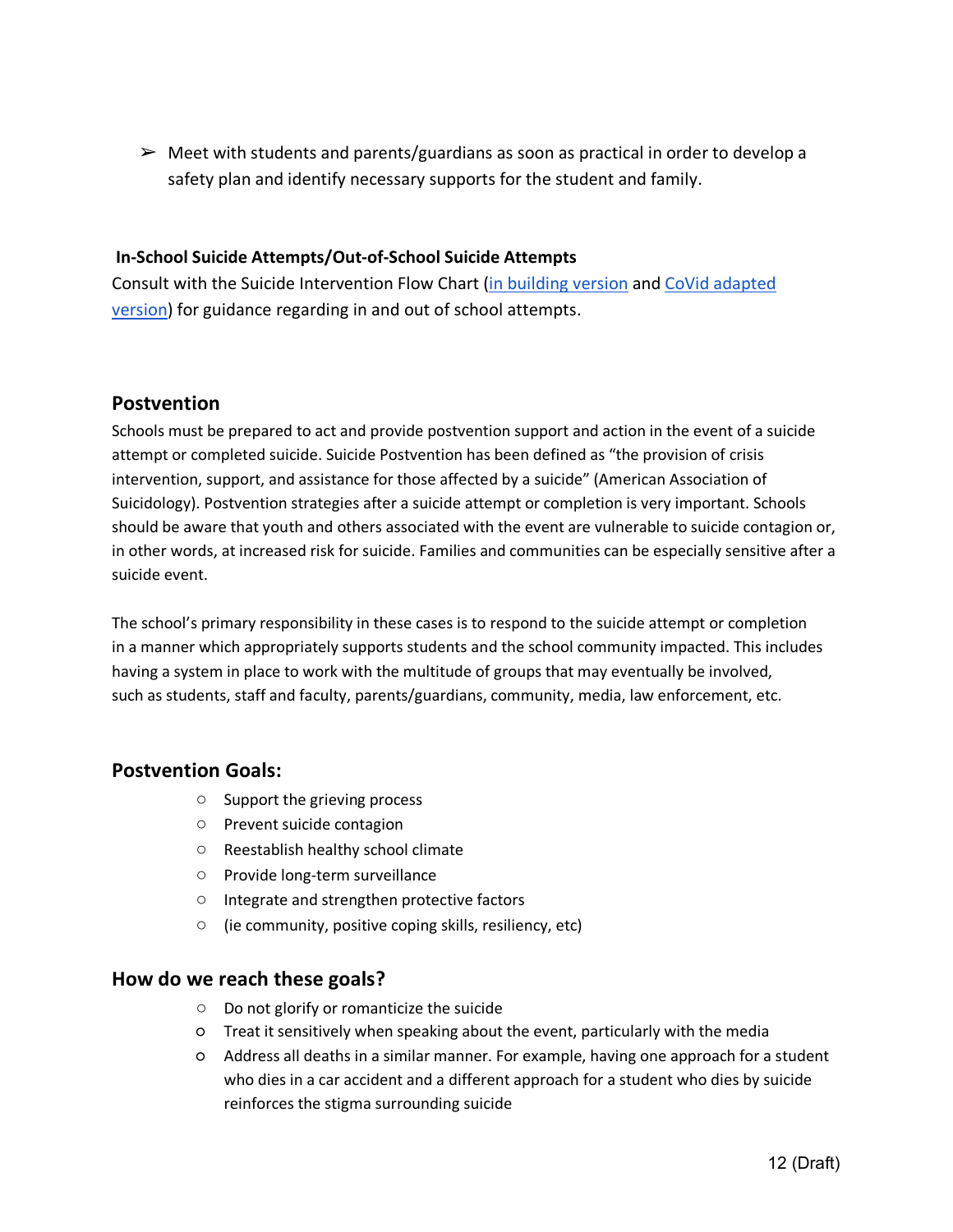- Meet with students and parents/guardians as soon as practical in order to develop a safety plan and identify necessary supports for the student and family.

**In-School Suicide Attempts/Out-of-School Suicide Attempts**

Consult with the Suicide Intervention Flow Chart (in building version and CoVid adapted version) for guidance regarding in and out of school attempts.

## Postvention

Schools must be prepared to act and provide postvention support and action in the event of a suicide attempt or completed suicide. Suicide Postvention has been defined as "the provision of crisis intervention, support, and assistance for those affected by a suicide" (American Association of Suicidology). Postvention strategies after a suicide attempt or completion is very important. Schools should be aware that youth and others associated with the event are vulnerable to suicide contagion or, in other words, at increased risk for suicide. Families and communities can be especially sensitive after a suicide event.

The school's primary responsibility in these cases is to respond to the suicide attempt or completion in a manner which appropriately supports students and the school community impacted. This includes having a system in place to work with the multitude of groups that may eventually be involved, such as students, staff and faculty, parents/guardians, community, media, law enforcement, etc.

## Postvention Goals:

- Support the grieving process
- Prevent suicide contagion
- Reestablish healthy school climate
- Provide long-term surveillance
- Integrate and strengthen protective factors
- (ie community, positive coping skills, resiliency, etc)

## How do we reach these goals?

- Do not glorify or romanticize the suicide
- Treat it sensitively when speaking about the event, particularly with the media
- Address all deaths in a similar manner. For example, having one approach for a student who dies in a car accident and a different approach for a student who dies by suicide reinforces the stigma surrounding suicide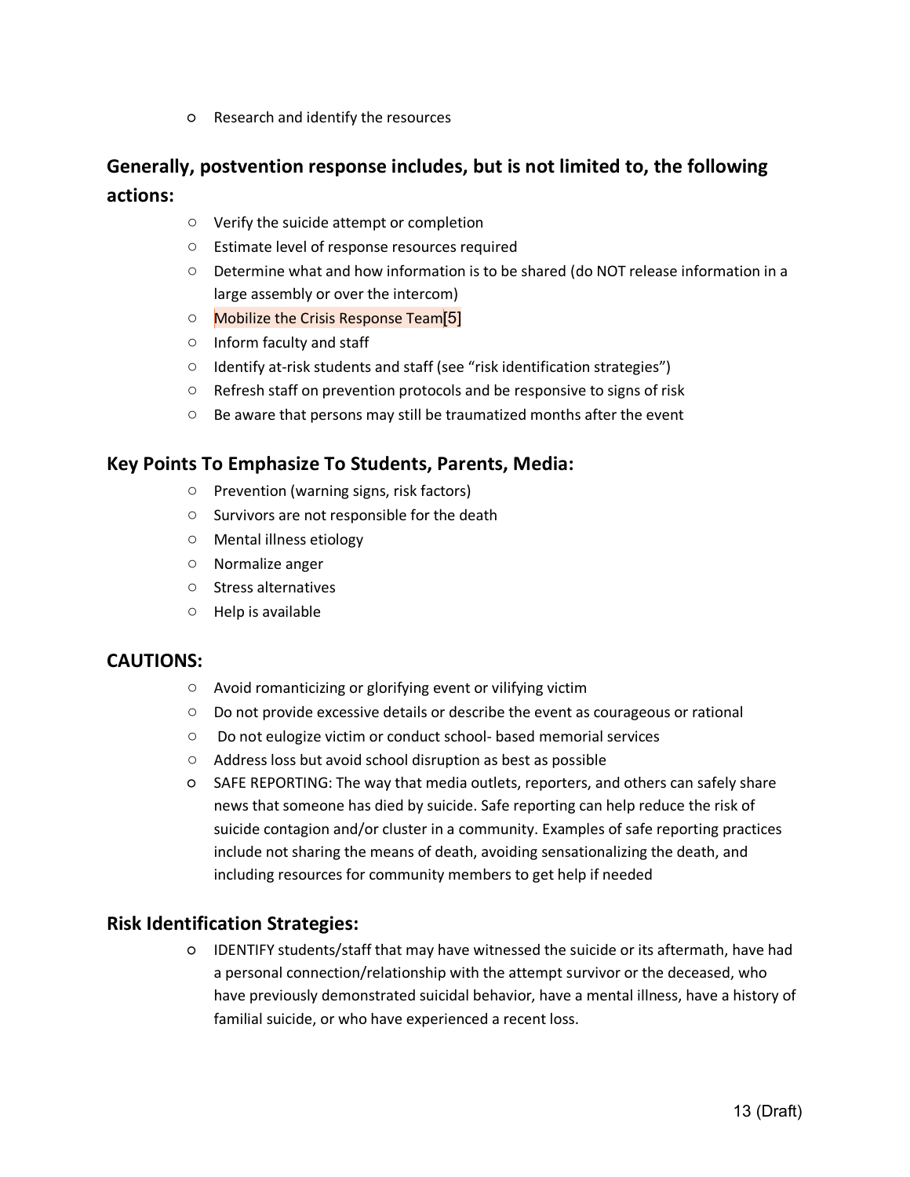- Research and identify the resources

## Generally, postvention response includes, but is not limited to, the following actions:

- Verify the suicide attempt or completion
- Estimate level of response resources required
- Determine what and how information is to be shared (do NOT release information in a large assembly or over the intercom)
- Mobilize the Crisis Response Team[5]
- Inform faculty and staff
- Identify at-risk students and staff (see "risk identification strategies")
- Refresh staff on prevention protocols and be responsive to signs of risk
- Be aware that persons may still be traumatized months after the event

## Key Points To Emphasize To Students, Parents, Media:

- Prevention (warning signs, risk factors)
- Survivors are not responsible for the death
- Mental illness etiology
- Normalize anger
- Stress alternatives
- Help is available

## CAUTIONS:

- Avoid romanticizing or glorifying event or vilifying victim
- Do not provide excessive details or describe the event as courageous or rational
- Do not eulogize victim or conduct school- based memorial services
- Address loss but avoid school disruption as best as possible
- SAFE REPORTING: The way that media outlets, reporters, and others can safely share news that someone has died by suicide. Safe reporting can help reduce the risk of suicide contagion and/or cluster in a community. Examples of safe reporting practices include not sharing the means of death, avoiding sensationalizing the death, and including resources for community members to get help if needed

## Risk Identification Strategies:

- IDENTIFY students/staff that may have witnessed the suicide or its aftermath, have had a personal connection/relationship with the attempt survivor or the deceased, who have previously demonstrated suicidal behavior, have a mental illness, have a history of familial suicide, or who have experienced a recent loss.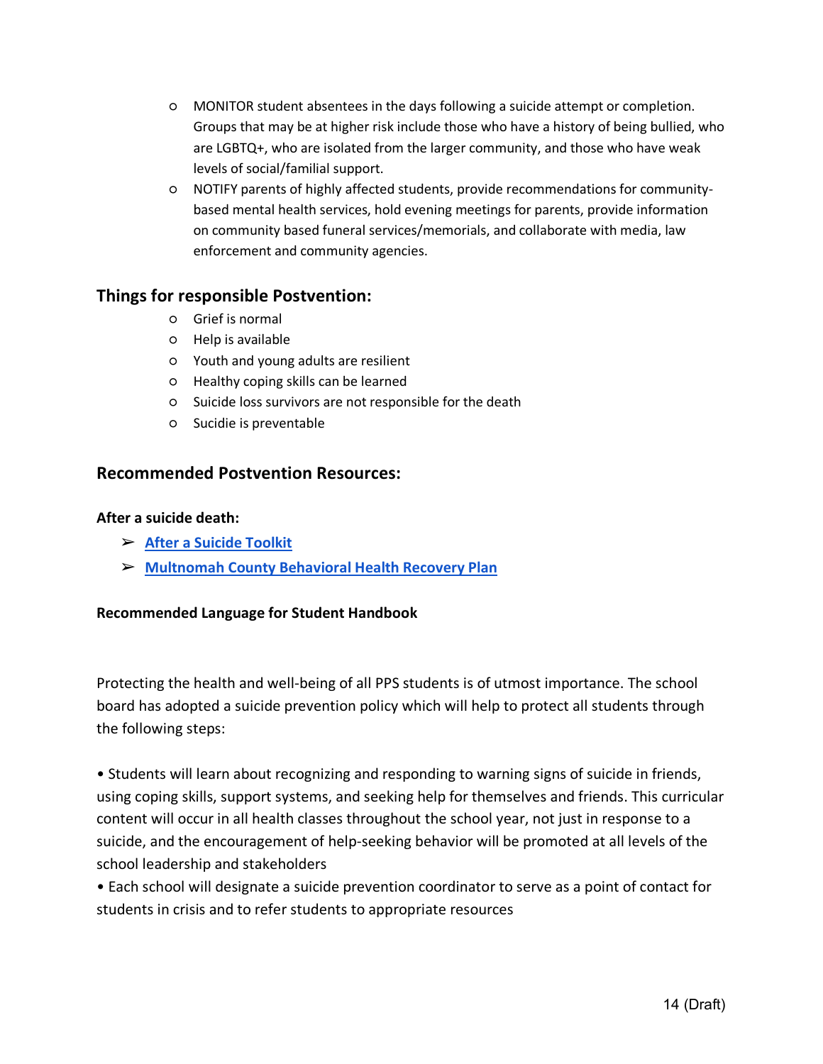- MONITOR student absentees in the days following a suicide attempt or completion. Groups that may be at higher risk include those who have a history of being bullied, who are LGBTQ+, who are isolated from the larger community, and those who have weak levels of social/familial support.
- NOTIFY parents of highly affected students, provide recommendations for community-based mental health services, hold evening meetings for parents, provide information on community based funeral services/memorials, and collaborate with media, law enforcement and community agencies.

## Things for responsible Postvention:

- Grief is normal
- Help is available
- Youth and young adults are resilient
- Healthy coping skills can be learned
- Suicide loss survivors are not responsible for the death
- Sucidie is preventable

## Recommended Postvention Resources:

**After a suicide death:**

- **After a Suicide Toolkit**
- **Multnomah County Behavioral Health Recovery Plan**

**Recommended Language for Student Handbook**

Protecting the health and well-being of all PPS students is of utmost importance. The school board has adopted a suicide prevention policy which will help to protect all students through the following steps:

• Students will learn about recognizing and responding to warning signs of suicide in friends, using coping skills, support systems, and seeking help for themselves and friends. This curricular content will occur in all health classes throughout the school year, not just in response to a suicide, and the encouragement of help-seeking behavior will be promoted at all levels of the school leadership and stakeholders

• Each school will designate a suicide prevention coordinator to serve as a point of contact for students in crisis and to refer students to appropriate resources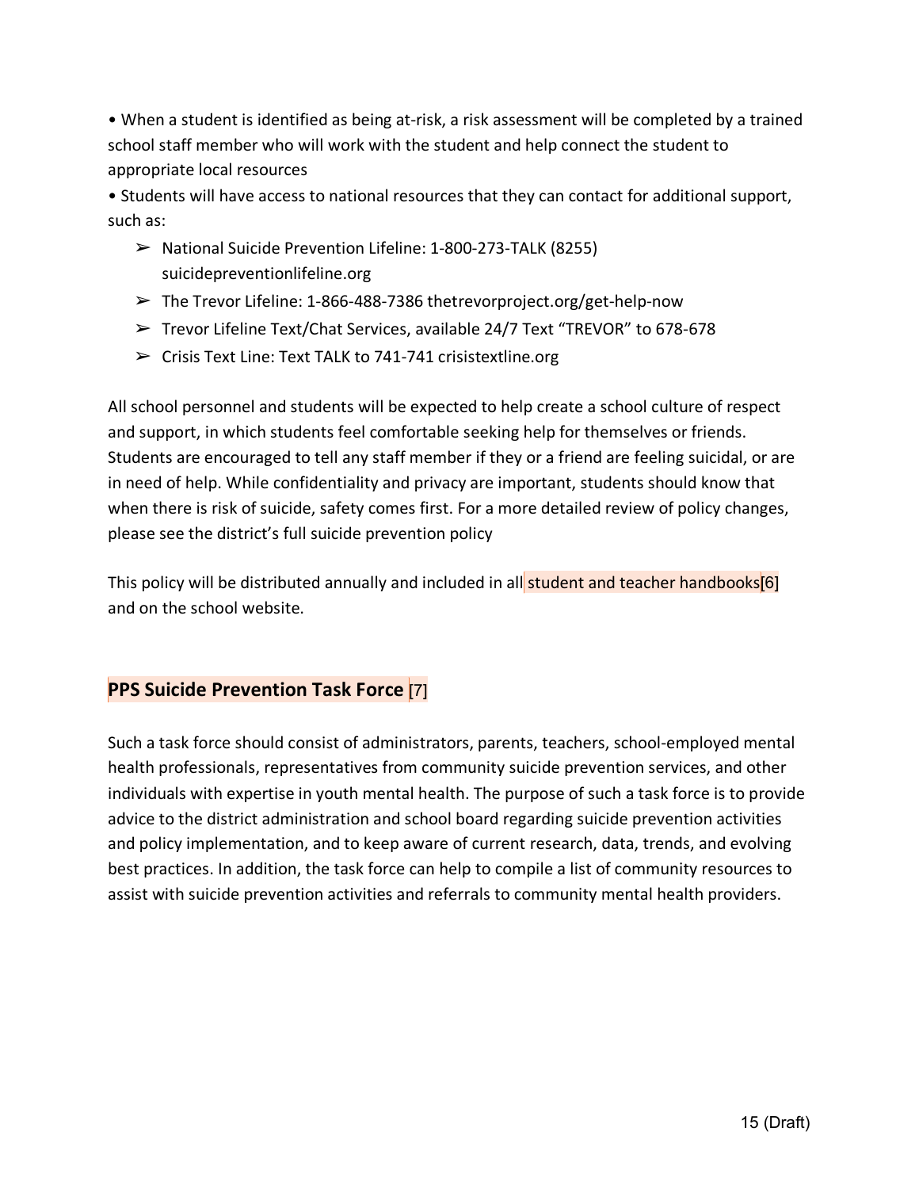• When a student is identified as being at-risk, a risk assessment will be completed by a trained school staff member who will work with the student and help connect the student to appropriate local resources

• Students will have access to national resources that they can contact for additional support, such as:

- National Suicide Prevention Lifeline: 1-800-273-TALK (8255) suicidepreventionlifeline.org
- The Trevor Lifeline: 1-866-488-7386 thetrevorproject.org/get-help-now
- Trevor Lifeline Text/Chat Services, available 24/7 Text "TREVOR" to 678-678
- Crisis Text Line: Text TALK to 741-741 crisistextline.org

All school personnel and students will be expected to help create a school culture of respect and support, in which students feel comfortable seeking help for themselves or friends. Students are encouraged to tell any staff member if they or a friend are feeling suicidal, or are in need of help. While confidentiality and privacy are important, students should know that when there is risk of suicide, safety comes first. For a more detailed review of policy changes, please see the district's full suicide prevention policy

This policy will be distributed annually and included in all student and teacher handbooks[6] and on the school website.

## PPS Suicide Prevention Task Force [7]

Such a task force should consist of administrators, parents, teachers, school-employed mental health professionals, representatives from community suicide prevention services, and other individuals with expertise in youth mental health. The purpose of such a task force is to provide advice to the district administration and school board regarding suicide prevention activities and policy implementation, and to keep aware of current research, data, trends, and evolving best practices. In addition, the task force can help to compile a list of community resources to assist with suicide prevention activities and referrals to community mental health providers.